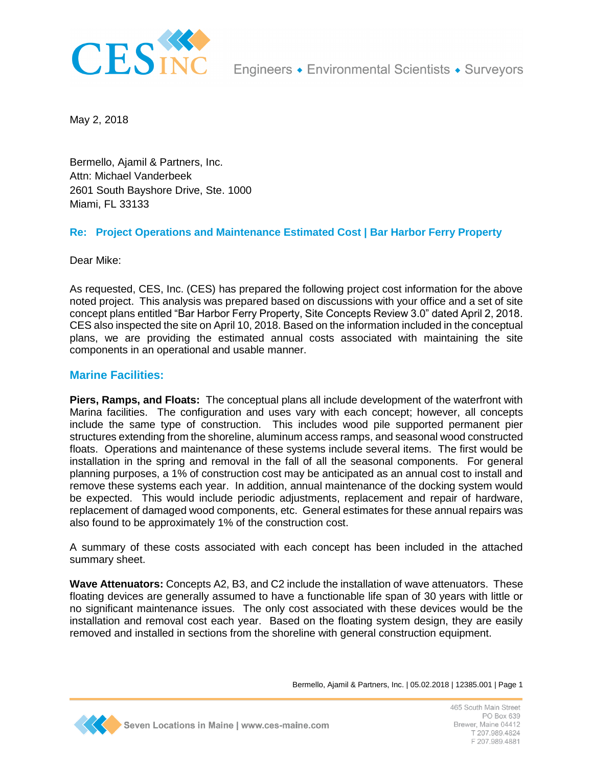May 2, 2018

Bermello, Ajamil & Partners, Inc.
Attn: Michael Vanderbeek
2601 South Bayshore Drive, Ste. 1000
Miami, FL 33133

**Re: Project Operations and Maintenance Estimated Cost | Bar Harbor Ferry Property**

Dear Mike:

As requested, CES, Inc. (CES) has prepared the following project cost information for the above noted project. This analysis was prepared based on discussions with your office and a set of site concept plans entitled "Bar Harbor Ferry Property, Site Concepts Review 3.0" dated April 2, 2018. CES also inspected the site on April 10, 2018. Based on the information included in the conceptual plans, we are providing the estimated annual costs associated with maintaining the site components in an operational and usable manner.

## Marine Facilities:

**Piers, Ramps, and Floats:** The conceptual plans all include development of the waterfront with Marina facilities. The configuration and uses vary with each concept; however, all concepts include the same type of construction. This includes wood pile supported permanent pier structures extending from the shoreline, aluminum access ramps, and seasonal wood constructed floats. Operations and maintenance of these systems include several items. The first would be installation in the spring and removal in the fall of all the seasonal components. For general planning purposes, a 1% of construction cost may be anticipated as an annual cost to install and remove these systems each year. In addition, annual maintenance of the docking system would be expected. This would include periodic adjustments, replacement and repair of hardware, replacement of damaged wood components, etc. General estimates for these annual repairs was also found to be approximately 1% of the construction cost.

A summary of these costs associated with each concept has been included in the attached summary sheet.

**Wave Attenuators:** Concepts A2, B3, and C2 include the installation of wave attenuators. These floating devices are generally assumed to have a functionable life span of 30 years with little or no significant maintenance issues. The only cost associated with these devices would be the installation and removal cost each year. Based on the floating system design, they are easily removed and installed in sections from the shoreline with general construction equipment.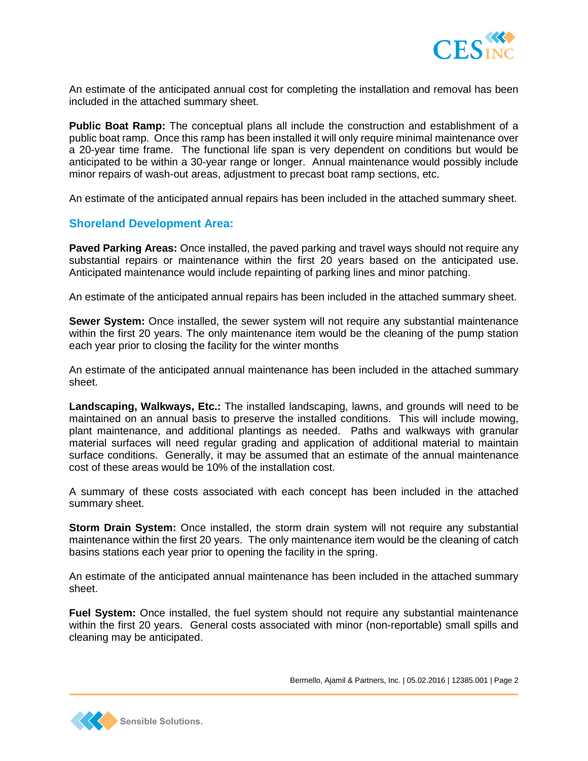An estimate of the anticipated annual cost for completing the installation and removal has been included in the attached summary sheet.

**Public Boat Ramp:** The conceptual plans all include the construction and establishment of a public boat ramp. Once this ramp has been installed it will only require minimal maintenance over a 20-year time frame. The functional life span is very dependent on conditions but would be anticipated to be within a 30-year range or longer. Annual maintenance would possibly include minor repairs of wash-out areas, adjustment to precast boat ramp sections, etc.

An estimate of the anticipated annual repairs has been included in the attached summary sheet.

## Shoreland Development Area:

**Paved Parking Areas:** Once installed, the paved parking and travel ways should not require any substantial repairs or maintenance within the first 20 years based on the anticipated use. Anticipated maintenance would include repainting of parking lines and minor patching.

An estimate of the anticipated annual repairs has been included in the attached summary sheet.

**Sewer System:** Once installed, the sewer system will not require any substantial maintenance within the first 20 years. The only maintenance item would be the cleaning of the pump station each year prior to closing the facility for the winter months

An estimate of the anticipated annual maintenance has been included in the attached summary sheet.

**Landscaping, Walkways, Etc.:** The installed landscaping, lawns, and grounds will need to be maintained on an annual basis to preserve the installed conditions. This will include mowing, plant maintenance, and additional plantings as needed. Paths and walkways with granular material surfaces will need regular grading and application of additional material to maintain surface conditions. Generally, it may be assumed that an estimate of the annual maintenance cost of these areas would be 10% of the installation cost.

A summary of these costs associated with each concept has been included in the attached summary sheet.

**Storm Drain System:** Once installed, the storm drain system will not require any substantial maintenance within the first 20 years. The only maintenance item would be the cleaning of catch basins stations each year prior to opening the facility in the spring.

An estimate of the anticipated annual maintenance has been included in the attached summary sheet.

**Fuel System:** Once installed, the fuel system should not require any substantial maintenance within the first 20 years. General costs associated with minor (non-reportable) small spills and cleaning may be anticipated.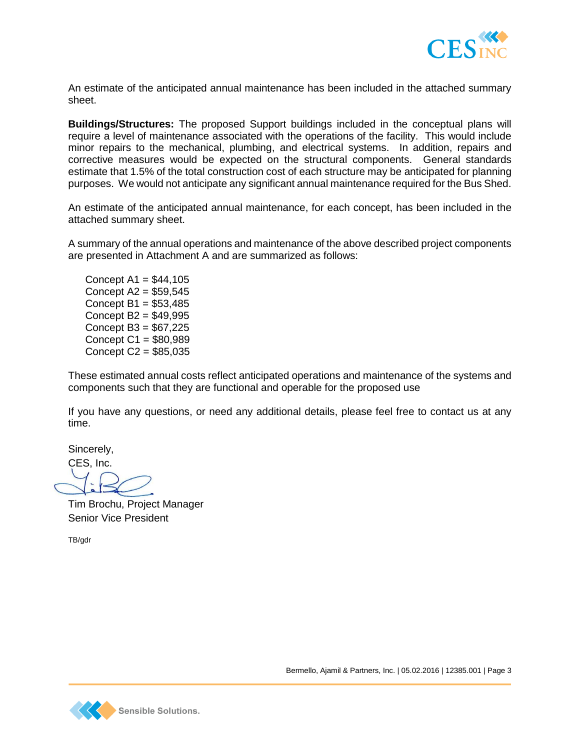An estimate of the anticipated annual maintenance has been included in the attached summary sheet.

**Buildings/Structures:** The proposed Support buildings included in the conceptual plans will require a level of maintenance associated with the operations of the facility. This would include minor repairs to the mechanical, plumbing, and electrical systems. In addition, repairs and corrective measures would be expected on the structural components. General standards estimate that 1.5% of the total construction cost of each structure may be anticipated for planning purposes. We would not anticipate any significant annual maintenance required for the Bus Shed.

An estimate of the anticipated annual maintenance, for each concept, has been included in the attached summary sheet.

A summary of the annual operations and maintenance of the above described project components are presented in Attachment A and are summarized as follows:

Concept A1 = $44,105
Concept A2 = $59,545
Concept B1 = $53,485
Concept B2 = $49,995
Concept B3 = $67,225
Concept C1 = $80,989
Concept C2 = $85,035

These estimated annual costs reflect anticipated operations and maintenance of the systems and components such that they are functional and operable for the proposed use

If you have any questions, or need any additional details, please feel free to contact us at any time.

Sincerely,
CES, Inc.

Tim Brochu, Project Manager
Senior Vice President

TB/gdr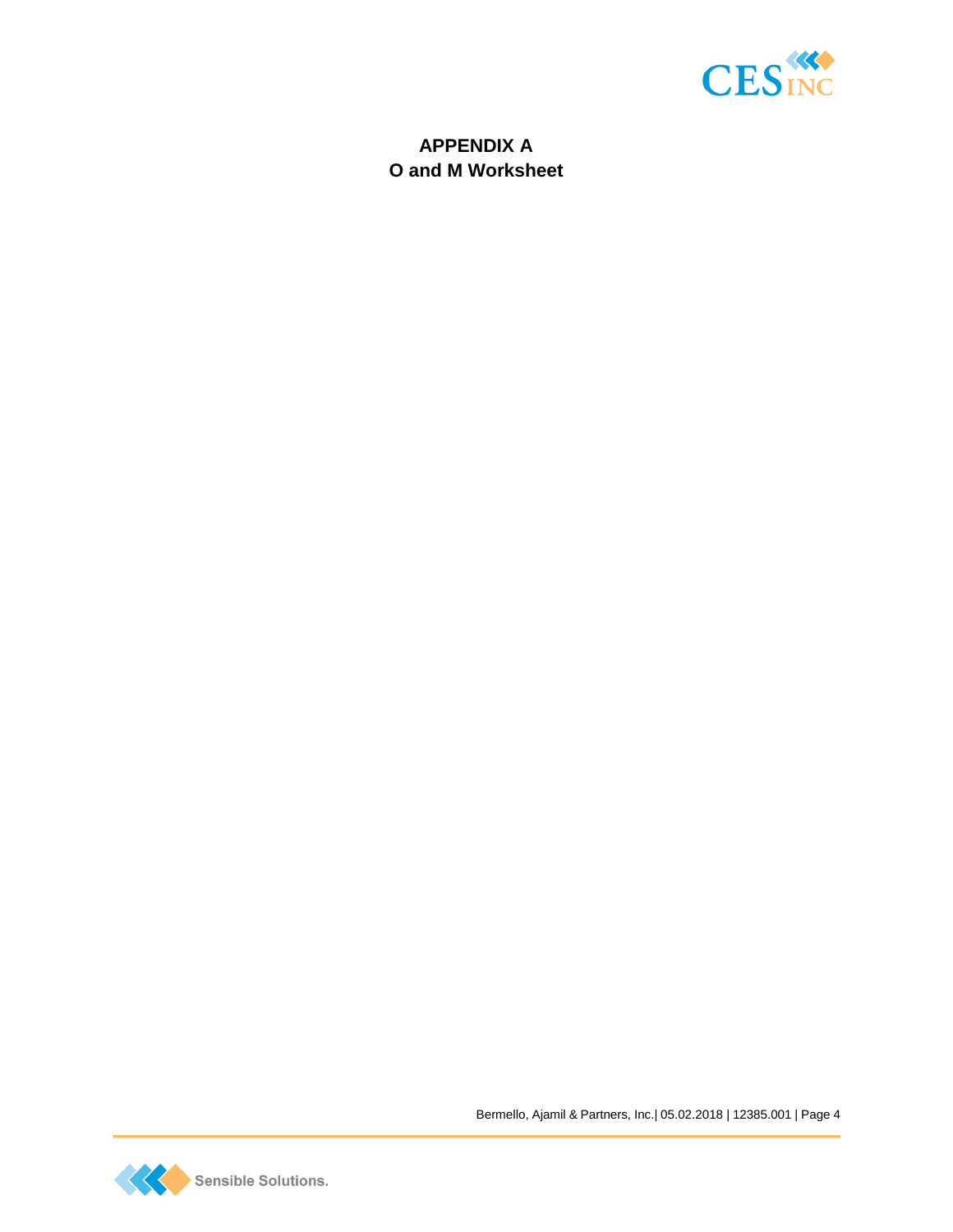# APPENDIX A
## O and M Worksheet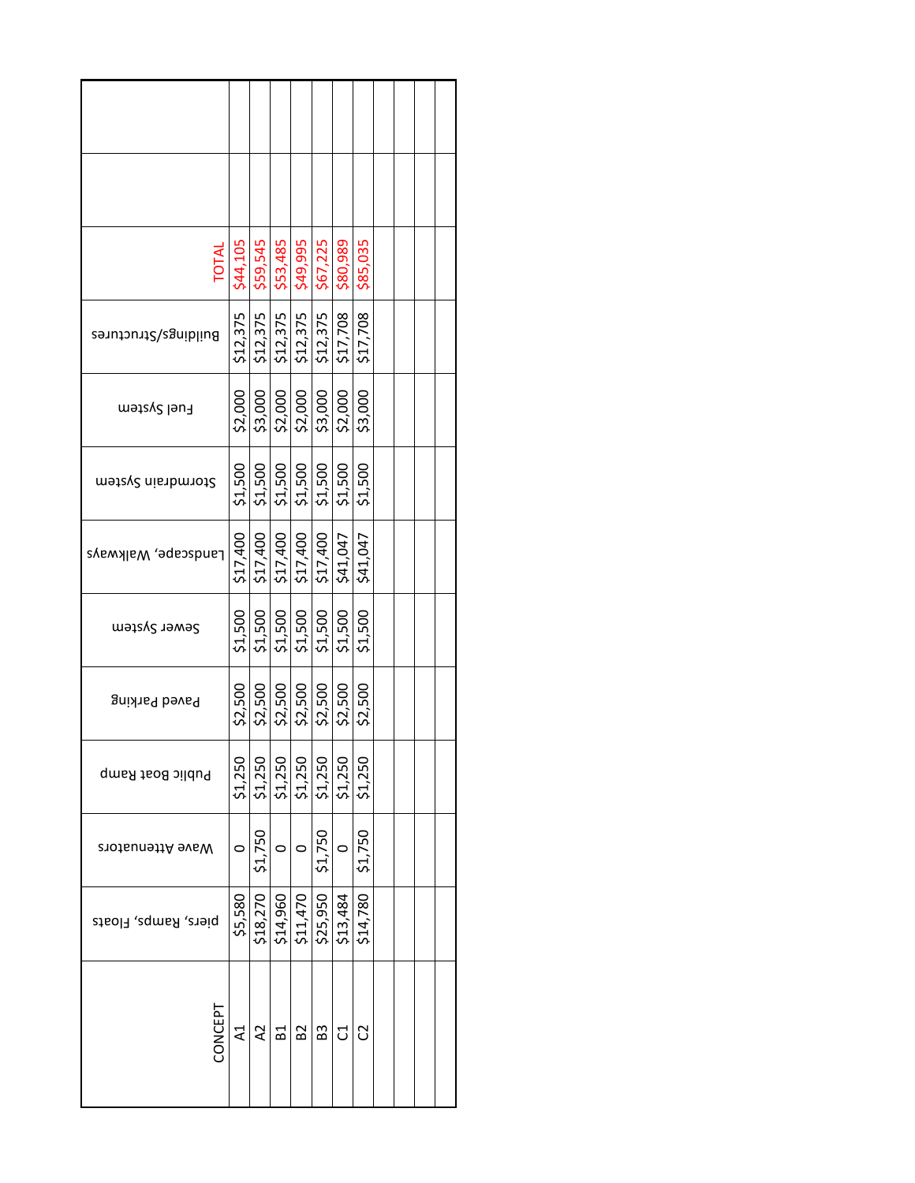| CONCEPT | piers, Ramps, Floats | Wave Attenuators | Public Boat Ramp | Paved Parking | Sewer System | Landscape, Walkways | Stormdrain System | Fuel System | Buildings/Structures | TOTAL | | |
|---|---|---|---|---|---|---|---|---|---|---|---|---|
| A1 | $5,580 | 0 | $1,250 | $2,500 | $1,500 | $17,400 | $1,500 | $2,000 | $12,375 | $44,105 | | |
| A2 | $18,270 | $1,750 | $1,250 | $2,500 | $1,500 | $17,400 | $1,500 | $3,000 | $12,375 | $59,545 | | |
| B1 | $14,960 | 0 | $1,250 | $2,500 | $1,500 | $17,400 | $1,500 | $2,000 | $12,375 | $53,485 | | |
| B2 | $11,470 | 0 | $1,250 | $2,500 | $1,500 | $17,400 | $1,500 | $2,000 | $12,375 | $49,995 | | |
| B3 | $25,950 | $1,750 | $1,250 | $2,500 | $1,500 | $17,400 | $1,500 | $3,000 | $12,375 | $67,225 | | |
| C1 | $13,484 | 0 | $1,250 | $2,500 | $1,500 | $41,047 | $1,500 | $2,000 | $17,708 | $80,989 | | |
| C2 | $14,780 | $1,750 | $1,250 | $2,500 | $1,500 | $41,047 | $1,500 | $3,000 | $17,708 | $85,035 | | |
| | | | | | | | | | | | | |
| | | | | | | | | | | | | |
| | | | | | | | | | | | | |
| | | | | | | | | | | | | |